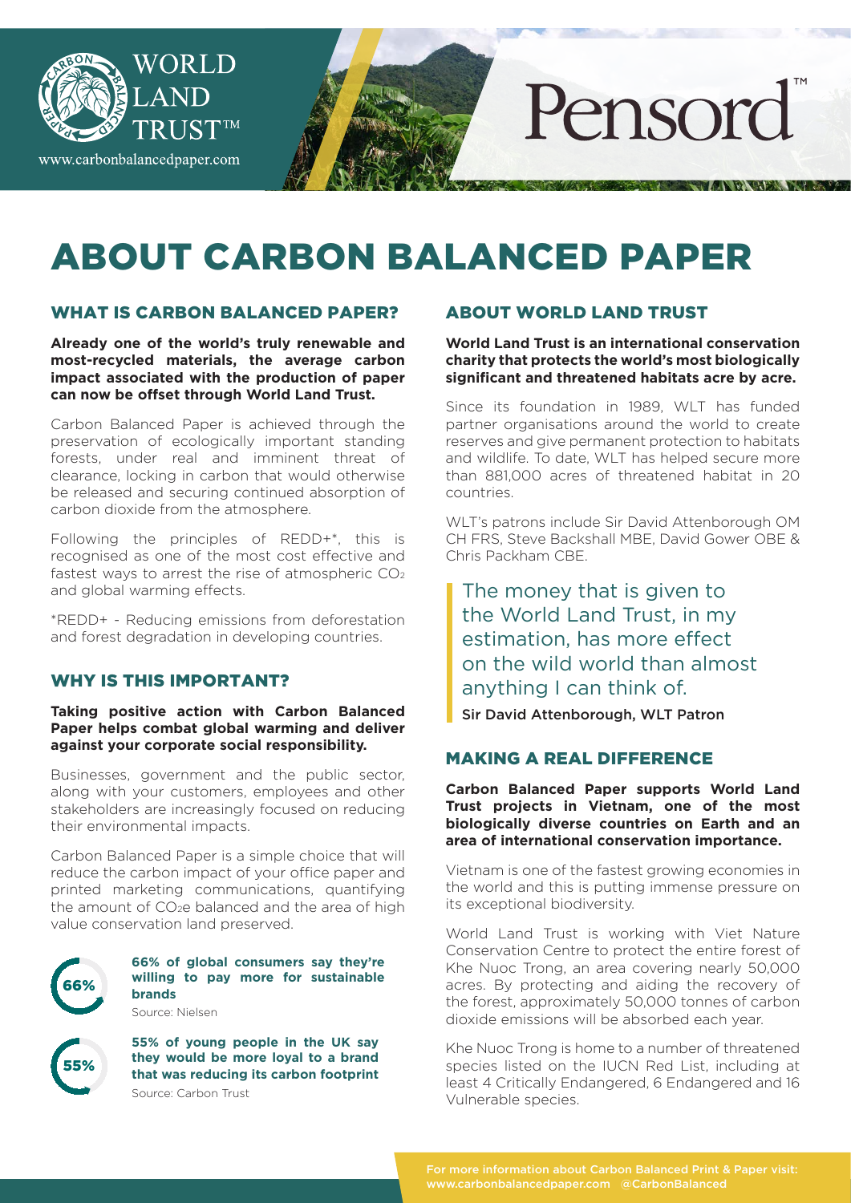WORLD LAND TRUST™

CARBON BALANCED PAPER

www.carbonbalancedpaper.com

Pensord™

# ABOUT CARBON BALANCED PAPER

## WHAT IS CARBON BALANCED PAPER?

**Already one of the world's truly renewable and most-recycled materials, the average carbon impact associated with the production of paper can now be offset through World Land Trust.**

Carbon Balanced Paper is achieved through the preservation of ecologically important standing forests, under real and imminent threat of clearance, locking in carbon that would otherwise be released and securing continued absorption of carbon dioxide from the atmosphere.

Following the principles of REDD+*, this is recognised as one of the most cost effective and fastest ways to arrest the rise of atmospheric $CO_2$ and global warming effects.

*REDD+ - Reducing emissions from deforestation and forest degradation in developing countries.

## WHY IS THIS IMPORTANT?

**Taking positive action with Carbon Balanced Paper helps combat global warming and deliver against your corporate social responsibility.**

Businesses, government and the public sector, along with your customers, employees and other stakeholders are increasingly focused on reducing their environmental impacts.

Carbon Balanced Paper is a simple choice that will reduce the carbon impact of your office paper and printed marketing communications, quantifying the amount of $CO_2e$ balanced and the area of high value conservation land preserved.

66%

**66% of global consumers say they're willing to pay more for sustainable brands**

Source: Nielsen

55%

**55% of young people in the UK say they would be more loyal to a brand that was reducing its carbon footprint**

Source: Carbon Trust

## ABOUT WORLD LAND TRUST

**World Land Trust is an international conservation charity that protects the world's most biologically significant and threatened habitats acre by acre.**

Since its foundation in 1989, WLT has funded partner organisations around the world to create reserves and give permanent protection to habitats and wildlife. To date, WLT has helped secure more than 881,000 acres of threatened habitat in 20 countries.

WLT's patrons include Sir David Attenborough OM CH FRS, Steve Backshall MBE, David Gower OBE & Chris Packham CBE.

> The money that is given to the World Land Trust, in my estimation, has more effect on the wild world than almost anything I can think of.
>
> **Sir David Attenborough, WLT Patron**

## MAKING A REAL DIFFERENCE

**Carbon Balanced Paper supports World Land Trust projects in Vietnam, one of the most biologically diverse countries on Earth and an area of international conservation importance.**

Vietnam is one of the fastest growing economies in the world and this is putting immense pressure on its exceptional biodiversity.

World Land Trust is working with Viet Nature Conservation Centre to protect the entire forest of Khe Nuoc Trong, an area covering nearly 50,000 acres. By protecting and aiding the recovery of the forest, approximately 50,000 tonnes of carbon dioxide emissions will be absorbed each year.

Khe Nuoc Trong is home to a number of threatened species listed on the IUCN Red List, including at least 4 Critically Endangered, 6 Endangered and 16 Vulnerable species.

For more information about Carbon Balanced Print & Paper visit: www.carbonbalancedpaper.com @CarbonBalanced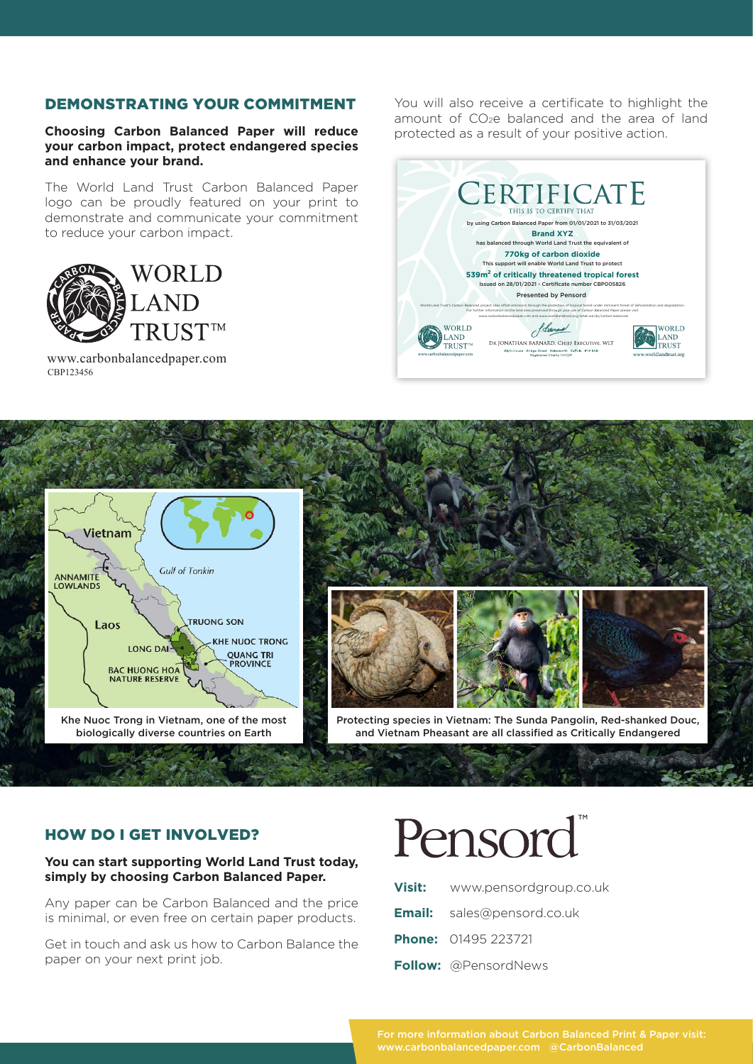## DEMONSTRATING YOUR COMMITMENT

**Choosing Carbon Balanced Paper will reduce your carbon impact, protect endangered species and enhance your brand.**

The World Land Trust Carbon Balanced Paper logo can be proudly featured on your print to demonstrate and communicate your commitment to reduce your carbon impact.

WORLD LAND TRUST™

www.carbonbalancedpaper.com
CBP123456

You will also receive a certificate to highlight the amount of $CO_2e$ balanced and the area of land protected as a result of your positive action.

CERTIFICATE
THIS IS TO CERTIFY THAT
by using Carbon Balanced Paper from 01/01/2021 to 31/03/2021
**Brand XYZ**
has balanced through World Land Trust the equivalent of
**770kg of carbon dioxide**
This support will enable World Land Trust to protect
**539m² of critically threatened tropical forest**
Issued on 28/01/2021 - Certificate number CBP005826
Presented by Pensord

Khe Nuoc Trong in Vietnam, one of the most biologically diverse countries on Earth

Protecting species in Vietnam: The Sunda Pangolin, Red-shanked Douc, and Vietnam Pheasant are all classified as Critically Endangered

## HOW DO I GET INVOLVED?

**You can start supporting World Land Trust today, simply by choosing Carbon Balanced Paper.**

Any paper can be Carbon Balanced and the price is minimal, or even free on certain paper products.

Get in touch and ask us how to Carbon Balance the paper on your next print job.

Pensord™

**Visit:** www.pensordgroup.co.uk
**Email:** sales@pensord.co.uk
**Phone:** 01495 223721
**Follow:** @PensordNews

For more information about Carbon Balanced Print & Paper visit: www.carbonbalancedpaper.com @CarbonBalanced